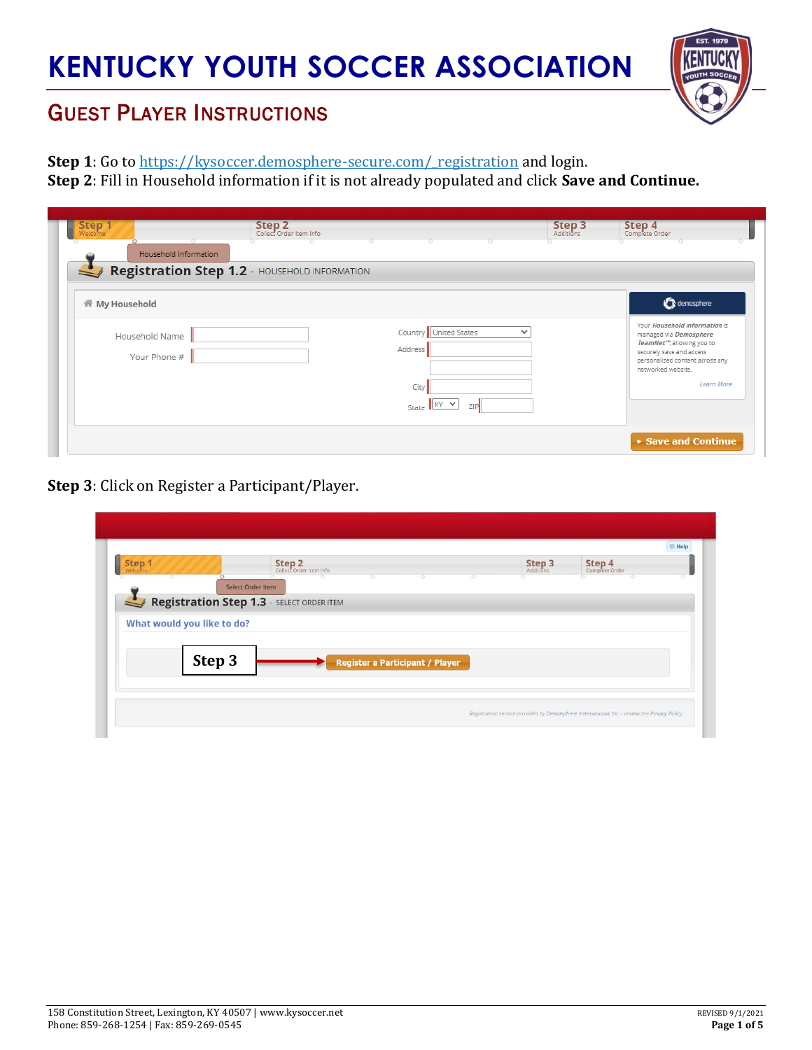# KENTUCKY YOUTH SOCCER ASSOCIATION

## GUEST PLAYER INSTRUCTIONS

**Step 1**: Go to [https://kysoccer.demosphere-secure.com/_registration](https://kysoccer.demosphere-secure.com/_registration) and login.

**Step 2**: Fill in Household information if it is not already populated and click **Save and Continue.**

**Step 3**: Click on Register a Participant/Player.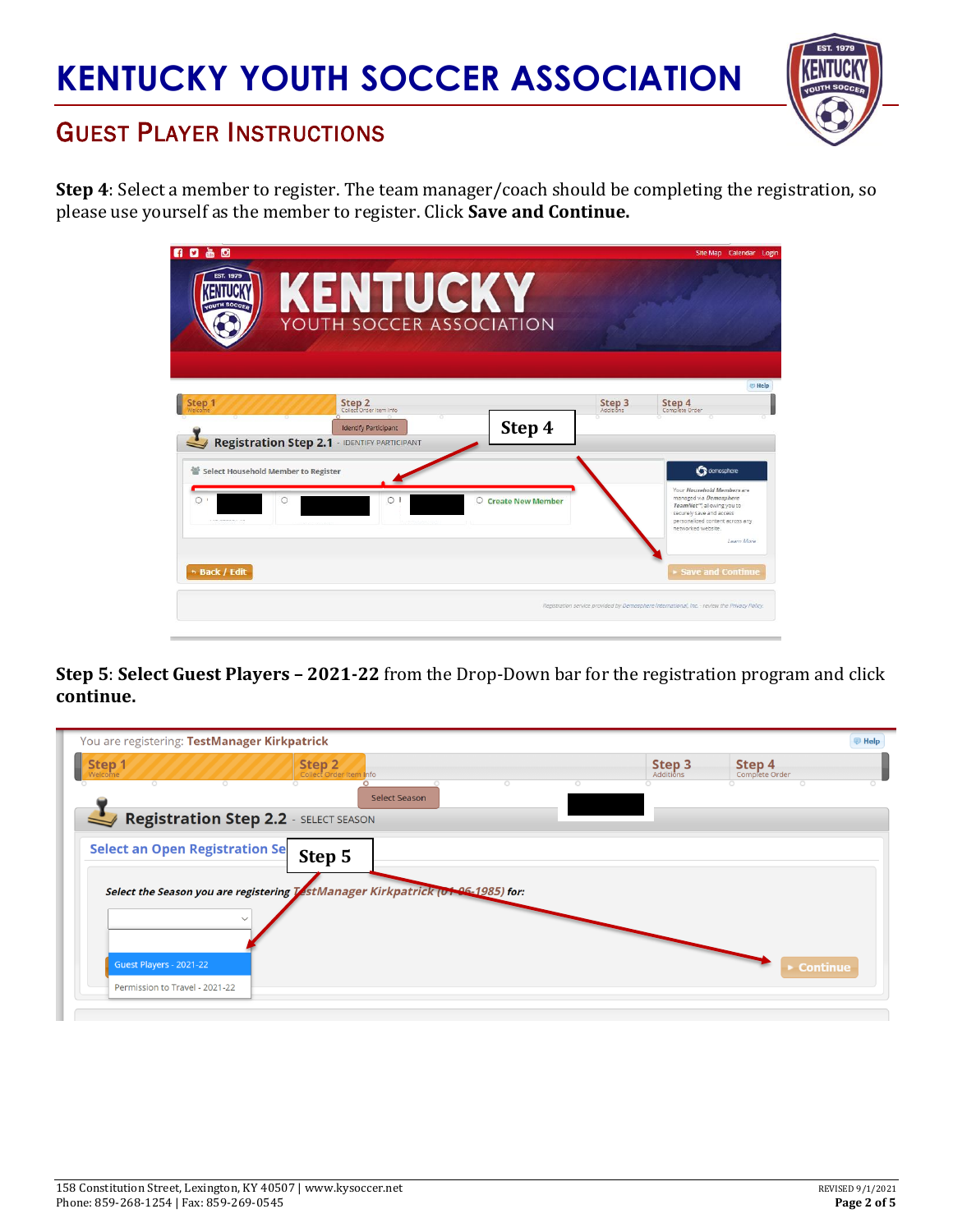**Step 4**: Select a member to register. The team manager/coach should be completing the registration, so please use yourself as the member to register. Click **Save and Continue.**

**Step 5**: **Select Guest Players – 2021-22** from the Drop-Down bar for the registration program and click **continue.**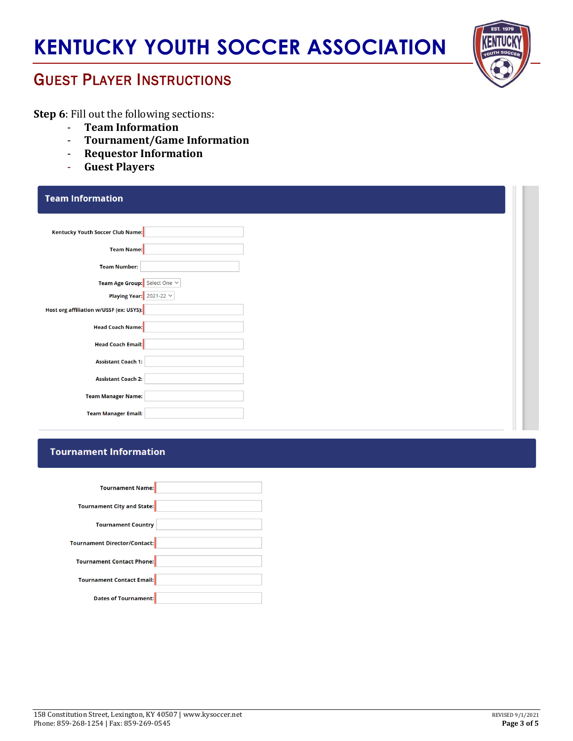# KENTUCKY YOUTH SOCCER ASSOCIATION

## GUEST PLAYER INSTRUCTIONS

**Step 6**: Fill out the following sections:

- **Team Information**
- **Tournament/Game Information**
- **Requestor Information**
- **Guest Players**

### Team Information

Kentucky Youth Soccer Club Name:

Team Name:

Team Number:

Team Age Group: Select One

Playing Year: 2021-22

Host org affiliation w/USSF (ex: USYS):

Head Coach Name:

Head Coach Email:

Assistant Coach 1:

Assistant Coach 2:

Team Manager Name:

Team Manager Email:

### Tournament Information

Tournament Name:

Tournament City and State:

Tournament Country

Tournament Director/Contact:

Tournament Contact Phone:

Tournament Contact Email:

Dates of Tournament:

158 Constitution Street, Lexington, KY 40507 | www.kysoccer.net
Phone: 859-268-1254 | Fax: 859-269-0545

REVISED 9/1/2021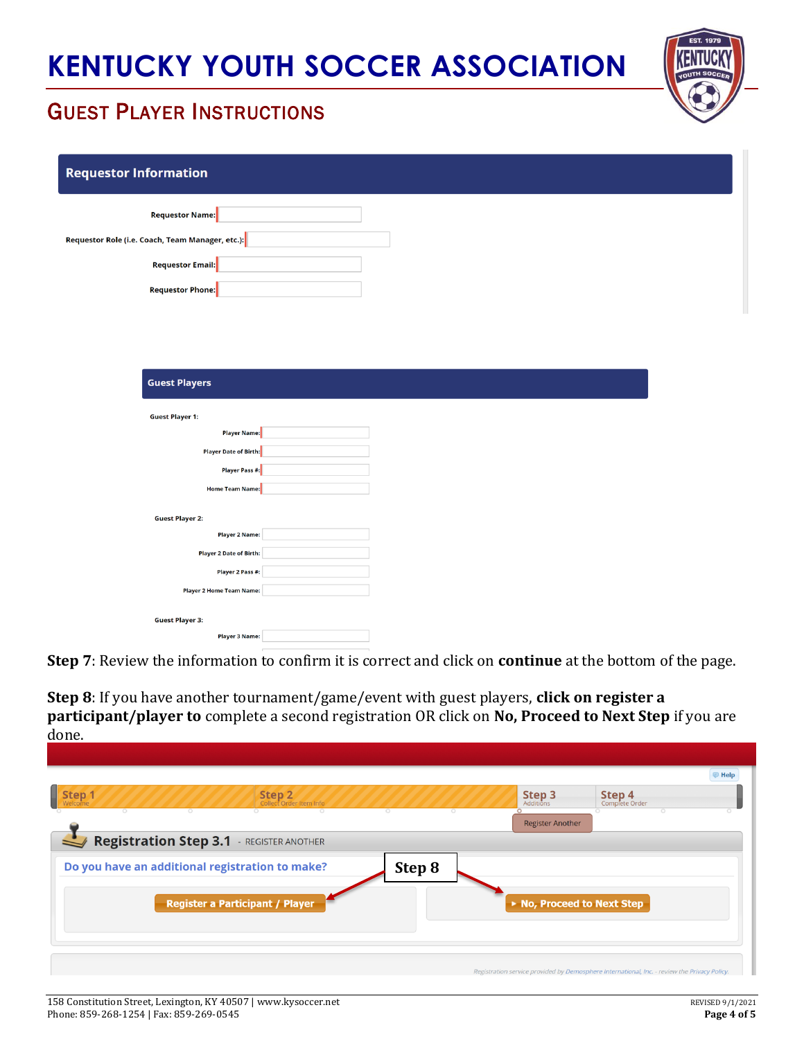# KENTUCKY YOUTH SOCCER ASSOCIATION

## GUEST PLAYER INSTRUCTIONS

**Requestor Information**

Requestor Name:

Requestor Role (i.e. Coach, Team Manager, etc.):

Requestor Email:

Requestor Phone:

**Guest Players**

Guest Player 1:

Player Name:

Player Date of Birth:

Player Pass #:

Home Team Name:

Guest Player 2:

Player 2 Name:

Player 2 Date of Birth:

Player 2 Pass #:

Player 2 Home Team Name:

Guest Player 3:

Player 3 Name:

**Step 7**: Review the information to confirm it is correct and click on **continue** at the bottom of the page.

**Step 8**: If you have another tournament/game/event with guest players, **click on register a participant/player to** complete a second registration OR click on **No, Proceed to Next Step** if you are done.

Step 1 Welcome | Step 2 Collect Order Item Info | Step 3 Additions | Step 4 Complete Order

Help

Register Another

**Registration Step 3.1** - REGISTER ANOTHER

Do you have an additional registration to make?

**Step 8**

Register a Participant / Player

No, Proceed to Next Step

Registration service provided by Demosphere International, Inc. - review the Privacy Policy.

158 Constitution Street, Lexington, KY 40507 | www.kysoccer.net
Phone: 859-268-1254 | Fax: 859-269-0545

REVISED 9/1/2021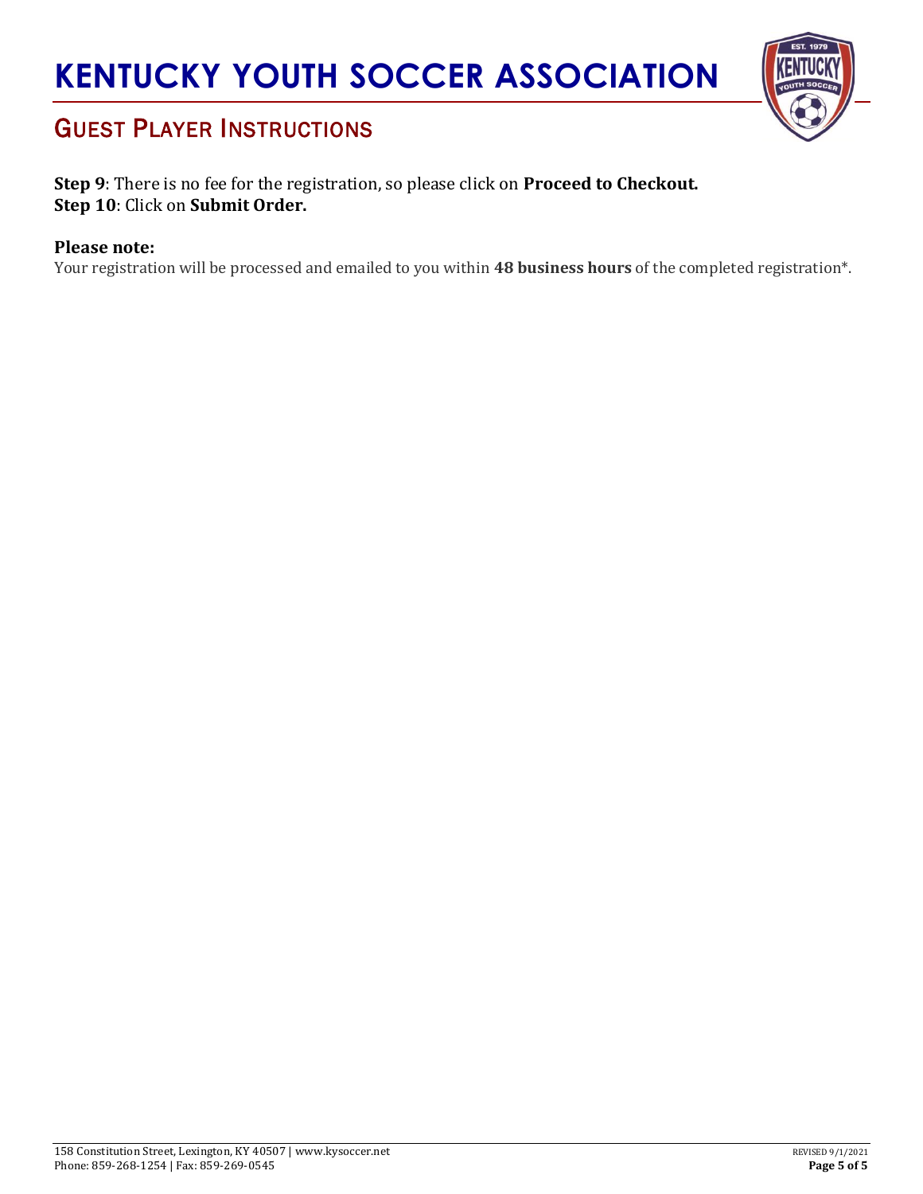**Step 9**: There is no fee for the registration, so please click on **Proceed to Checkout.**
**Step 10**: Click on **Submit Order.**

**Please note:**
Your registration will be processed and emailed to you within **48 business hours** of the completed registration*.